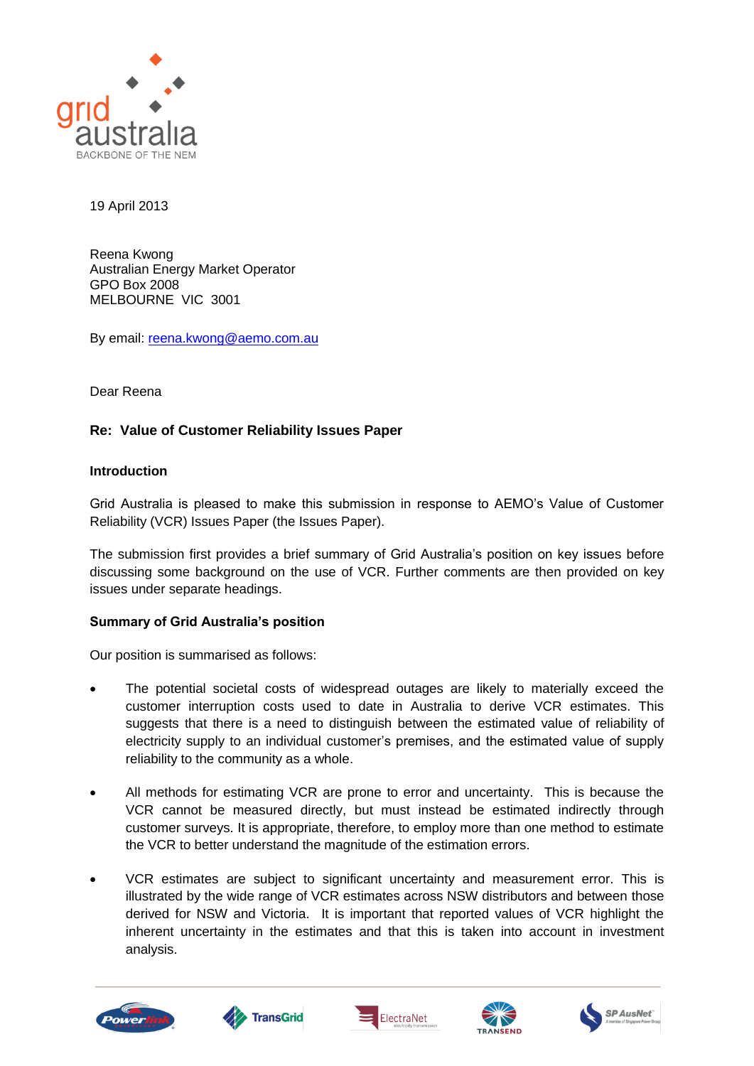19 April 2013

Reena Kwong
Australian Energy Market Operator
GPO Box 2008
MELBOURNE VIC 3001

By email: reena.kwong@aemo.com.au

Dear Reena

**Re: Value of Customer Reliability Issues Paper**

**Introduction**

Grid Australia is pleased to make this submission in response to AEMO's Value of Customer Reliability (VCR) Issues Paper (the Issues Paper).

The submission first provides a brief summary of Grid Australia's position on key issues before discussing some background on the use of VCR. Further comments are then provided on key issues under separate headings.

**Summary of Grid Australia's position**

Our position is summarised as follows:

- The potential societal costs of widespread outages are likely to materially exceed the customer interruption costs used to date in Australia to derive VCR estimates. This suggests that there is a need to distinguish between the estimated value of reliability of electricity supply to an individual customer's premises, and the estimated value of supply reliability to the community as a whole.

- All methods for estimating VCR are prone to error and uncertainty. This is because the VCR cannot be measured directly, but must instead be estimated indirectly through customer surveys. It is appropriate, therefore, to employ more than one method to estimate the VCR to better understand the magnitude of the estimation errors.

- VCR estimates are subject to significant uncertainty and measurement error. This is illustrated by the wide range of VCR estimates across NSW distributors and between those derived for NSW and Victoria. It is important that reported values of VCR highlight the inherent uncertainty in the estimates and that this is taken into account in investment analysis.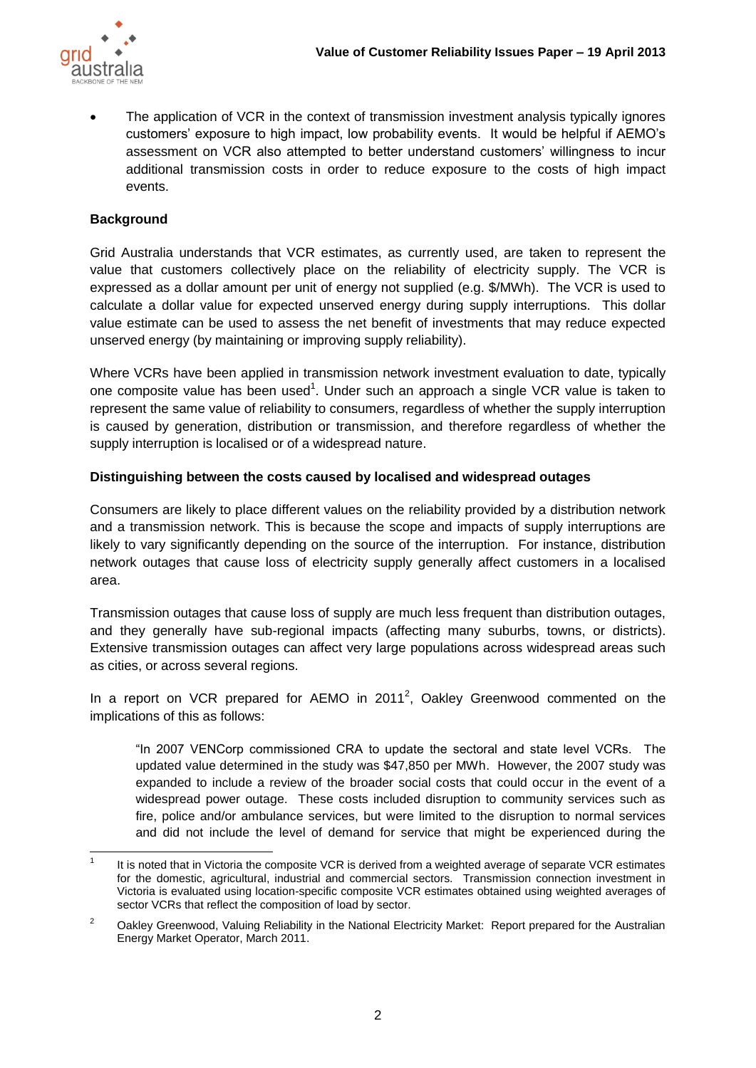- The application of VCR in the context of transmission investment analysis typically ignores customers' exposure to high impact, low probability events. It would be helpful if AEMO's assessment on VCR also attempted to better understand customers' willingness to incur additional transmission costs in order to reduce exposure to the costs of high impact events.

**Background**

Grid Australia understands that VCR estimates, as currently used, are taken to represent the value that customers collectively place on the reliability of electricity supply. The VCR is expressed as a dollar amount per unit of energy not supplied (e.g. $/MWh). The VCR is used to calculate a dollar value for expected unserved energy during supply interruptions. This dollar value estimate can be used to assess the net benefit of investments that may reduce expected unserved energy (by maintaining or improving supply reliability).

Where VCRs have been applied in transmission network investment evaluation to date, typically one composite value has been used[1]. Under such an approach a single VCR value is taken to represent the same value of reliability to consumers, regardless of whether the supply interruption is caused by generation, distribution or transmission, and therefore regardless of whether the supply interruption is localised or of a widespread nature.

**Distinguishing between the costs caused by localised and widespread outages**

Consumers are likely to place different values on the reliability provided by a distribution network and a transmission network. This is because the scope and impacts of supply interruptions are likely to vary significantly depending on the source of the interruption. For instance, distribution network outages that cause loss of electricity supply generally affect customers in a localised area.

Transmission outages that cause loss of supply are much less frequent than distribution outages, and they generally have sub-regional impacts (affecting many suburbs, towns, or districts). Extensive transmission outages can affect very large populations across widespread areas such as cities, or across several regions.

In a report on VCR prepared for AEMO in 2011[2], Oakley Greenwood commented on the implications of this as follows:

> "In 2007 VENCorp commissioned CRA to update the sectoral and state level VCRs. The updated value determined in the study was $47,850 per MWh. However, the 2007 study was expanded to include a review of the broader social costs that could occur in the event of a widespread power outage. These costs included disruption to community services such as fire, police and/or ambulance services, but were limited to the disruption to normal services and did not include the level of demand for service that might be experienced during the

---

[1] It is noted that in Victoria the composite VCR is derived from a weighted average of separate VCR estimates for the domestic, agricultural, industrial and commercial sectors. Transmission connection investment in Victoria is evaluated using location-specific composite VCR estimates obtained using weighted averages of sector VCRs that reflect the composition of load by sector.

[2] Oakley Greenwood, Valuing Reliability in the National Electricity Market: Report prepared for the Australian Energy Market Operator, March 2011.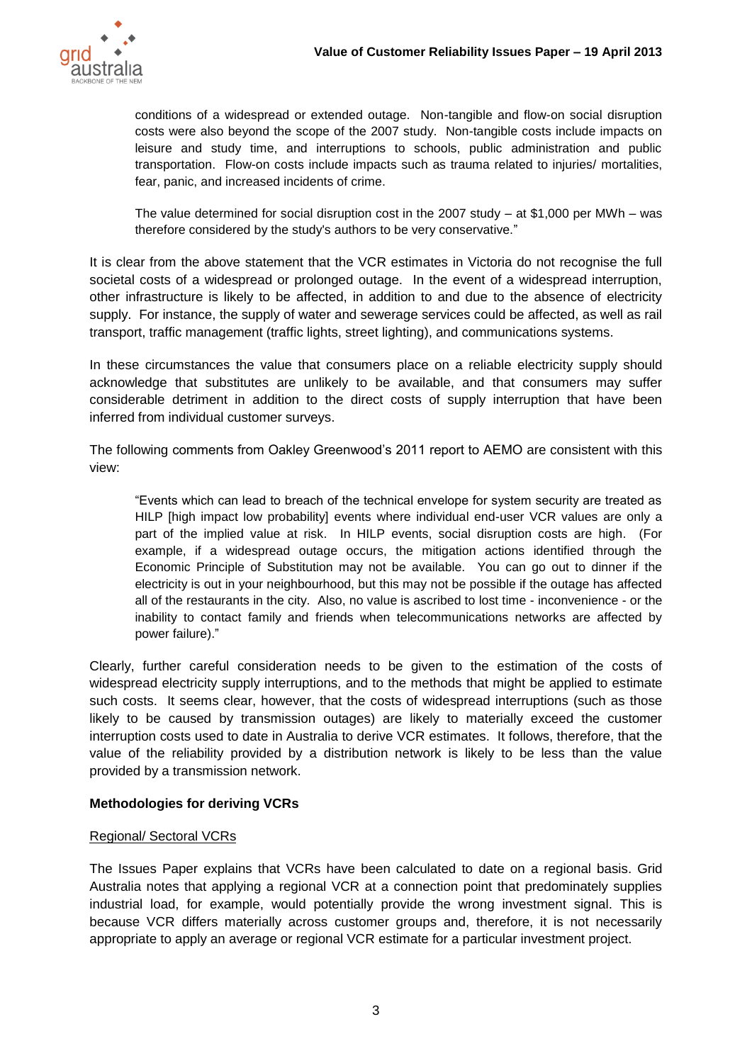> conditions of a widespread or extended outage. Non-tangible and flow-on social disruption costs were also beyond the scope of the 2007 study. Non-tangible costs include impacts on leisure and study time, and interruptions to schools, public administration and public transportation. Flow-on costs include impacts such as trauma related to injuries/ mortalities, fear, panic, and increased incidents of crime.
>
> The value determined for social disruption cost in the 2007 study – at $1,000 per MWh – was therefore considered by the study's authors to be very conservative."

It is clear from the above statement that the VCR estimates in Victoria do not recognise the full societal costs of a widespread or prolonged outage. In the event of a widespread interruption, other infrastructure is likely to be affected, in addition to and due to the absence of electricity supply. For instance, the supply of water and sewerage services could be affected, as well as rail transport, traffic management (traffic lights, street lighting), and communications systems.

In these circumstances the value that consumers place on a reliable electricity supply should acknowledge that substitutes are unlikely to be available, and that consumers may suffer considerable detriment in addition to the direct costs of supply interruption that have been inferred from individual customer surveys.

The following comments from Oakley Greenwood's 2011 report to AEMO are consistent with this view:

> "Events which can lead to breach of the technical envelope for system security are treated as HILP [high impact low probability] events where individual end-user VCR values are only a part of the implied value at risk. In HILP events, social disruption costs are high. (For example, if a widespread outage occurs, the mitigation actions identified through the Economic Principle of Substitution may not be available. You can go out to dinner if the electricity is out in your neighbourhood, but this may not be possible if the outage has affected all of the restaurants in the city. Also, no value is ascribed to lost time - inconvenience - or the inability to contact family and friends when telecommunications networks are affected by power failure)."

Clearly, further careful consideration needs to be given to the estimation of the costs of widespread electricity supply interruptions, and to the methods that might be applied to estimate such costs. It seems clear, however, that the costs of widespread interruptions (such as those likely to be caused by transmission outages) are likely to materially exceed the customer interruption costs used to date in Australia to derive VCR estimates. It follows, therefore, that the value of the reliability provided by a distribution network is likely to be less than the value provided by a transmission network.

**Methodologies for deriving VCRs**

<u>Regional/ Sectoral VCRs</u>

The Issues Paper explains that VCRs have been calculated to date on a regional basis. Grid Australia notes that applying a regional VCR at a connection point that predominately supplies industrial load, for example, would potentially provide the wrong investment signal. This is because VCR differs materially across customer groups and, therefore, it is not necessarily appropriate to apply an average or regional VCR estimate for a particular investment project.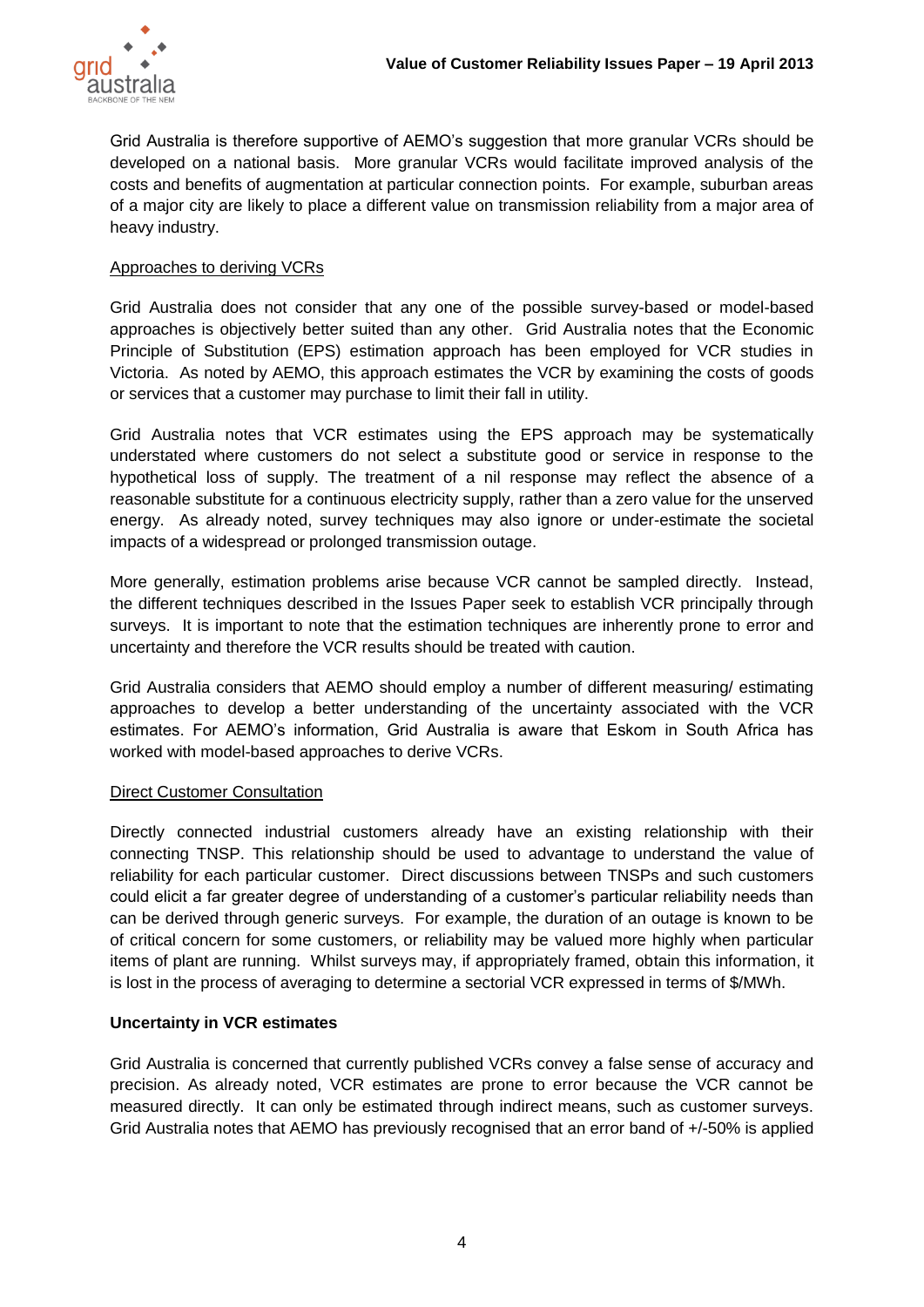Grid Australia is therefore supportive of AEMO's suggestion that more granular VCRs should be developed on a national basis. More granular VCRs would facilitate improved analysis of the costs and benefits of augmentation at particular connection points. For example, suburban areas of a major city are likely to place a different value on transmission reliability from a major area of heavy industry.

<u>Approaches to deriving VCRs</u>

Grid Australia does not consider that any one of the possible survey-based or model-based approaches is objectively better suited than any other. Grid Australia notes that the Economic Principle of Substitution (EPS) estimation approach has been employed for VCR studies in Victoria. As noted by AEMO, this approach estimates the VCR by examining the costs of goods or services that a customer may purchase to limit their fall in utility.

Grid Australia notes that VCR estimates using the EPS approach may be systematically understated where customers do not select a substitute good or service in response to the hypothetical loss of supply. The treatment of a nil response may reflect the absence of a reasonable substitute for a continuous electricity supply, rather than a zero value for the unserved energy. As already noted, survey techniques may also ignore or under-estimate the societal impacts of a widespread or prolonged transmission outage.

More generally, estimation problems arise because VCR cannot be sampled directly. Instead, the different techniques described in the Issues Paper seek to establish VCR principally through surveys. It is important to note that the estimation techniques are inherently prone to error and uncertainty and therefore the VCR results should be treated with caution.

Grid Australia considers that AEMO should employ a number of different measuring/ estimating approaches to develop a better understanding of the uncertainty associated with the VCR estimates. For AEMO's information, Grid Australia is aware that Eskom in South Africa has worked with model-based approaches to derive VCRs.

<u>Direct Customer Consultation</u>

Directly connected industrial customers already have an existing relationship with their connecting TNSP. This relationship should be used to advantage to understand the value of reliability for each particular customer. Direct discussions between TNSPs and such customers could elicit a far greater degree of understanding of a customer's particular reliability needs than can be derived through generic surveys. For example, the duration of an outage is known to be of critical concern for some customers, or reliability may be valued more highly when particular items of plant are running. Whilst surveys may, if appropriately framed, obtain this information, it is lost in the process of averaging to determine a sectorial VCR expressed in terms of $/MWh.

**Uncertainty in VCR estimates**

Grid Australia is concerned that currently published VCRs convey a false sense of accuracy and precision. As already noted, VCR estimates are prone to error because the VCR cannot be measured directly. It can only be estimated through indirect means, such as customer surveys. Grid Australia notes that AEMO has previously recognised that an error band of +/-50% is applied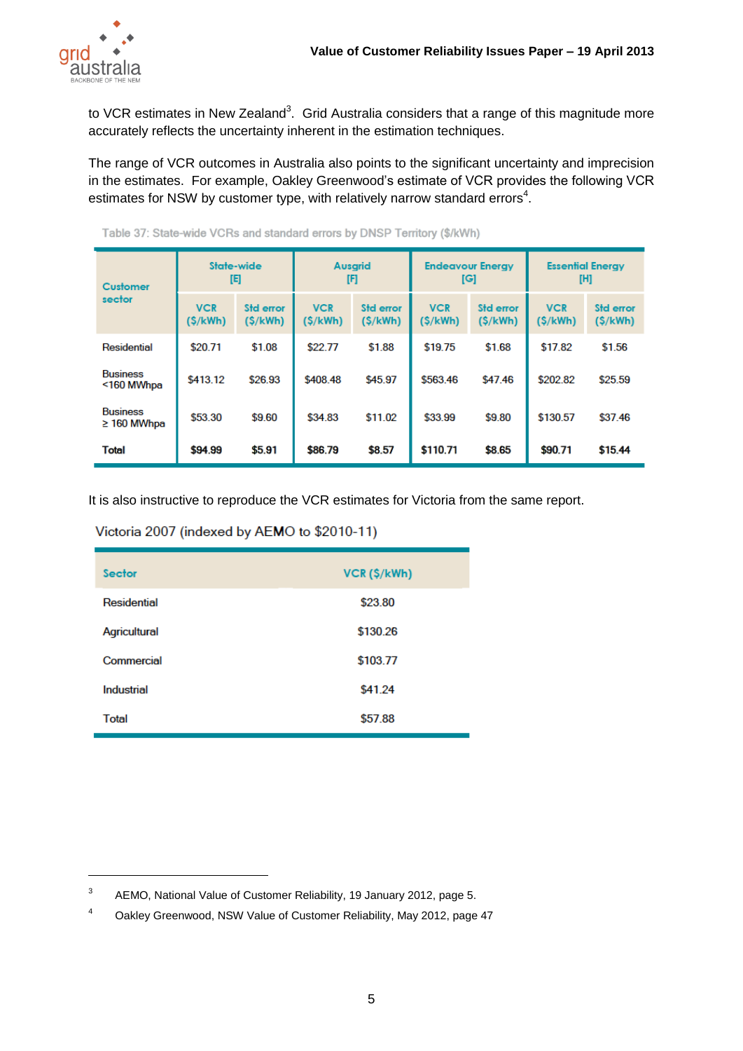to VCR estimates in New Zealand[3]. Grid Australia considers that a range of this magnitude more accurately reflects the uncertainty inherent in the estimation techniques.

The range of VCR outcomes in Australia also points to the significant uncertainty and imprecision in the estimates. For example, Oakley Greenwood's estimate of VCR provides the following VCR estimates for NSW by customer type, with relatively narrow standard errors[4].

Table 37: State-wide VCRs and standard errors by DNSP Territory ($/kWh)

| Customer sector | State-wide [E] | | Ausgrid [F] | | Endeavour Energy [G] | | Essential Energy [H] | |
|---|---|---|---|---|---|---|---|---|
| | VCR ($/kWh) | Std error ($/kWh) | VCR ($/kWh) | Std error ($/kWh) | VCR ($/kWh) | Std error ($/kWh) | VCR ($/kWh) | Std error ($/kWh) |
| Residential | $20.71 | $1.08 | $22.77 | $1.88 | $19.75 | $1.68 | $17.82 | $1.56 |
| Business <160 MWhpa | $413.12 | $26.93 | $408.48 | $45.97 | $563.46 | $47.46 | $202.82 | $25.59 |
| Business ≥ 160 MWhpa | $53.30 | $9.60 | $34.83 | $11.02 | $33.99 | $9.80 | $130.57 | $37.46 |
| **Total** | **$94.99** | **$5.91** | **$86.79** | **$8.57** | **$110.71** | **$8.65** | **$90.71** | **$15.44** |

It is also instructive to reproduce the VCR estimates for Victoria from the same report.

Victoria 2007 (indexed by AEMO to $2010-11)

| Sector | VCR ($/kWh) |
|---|---|
| Residential | $23.80 |
| Agricultural | $130.26 |
| Commercial | $103.77 |
| Industrial | $41.24 |
| Total | $57.88 |

---

[3] AEMO, National Value of Customer Reliability, 19 January 2012, page 5.

[4] Oakley Greenwood, NSW Value of Customer Reliability, May 2012, page 47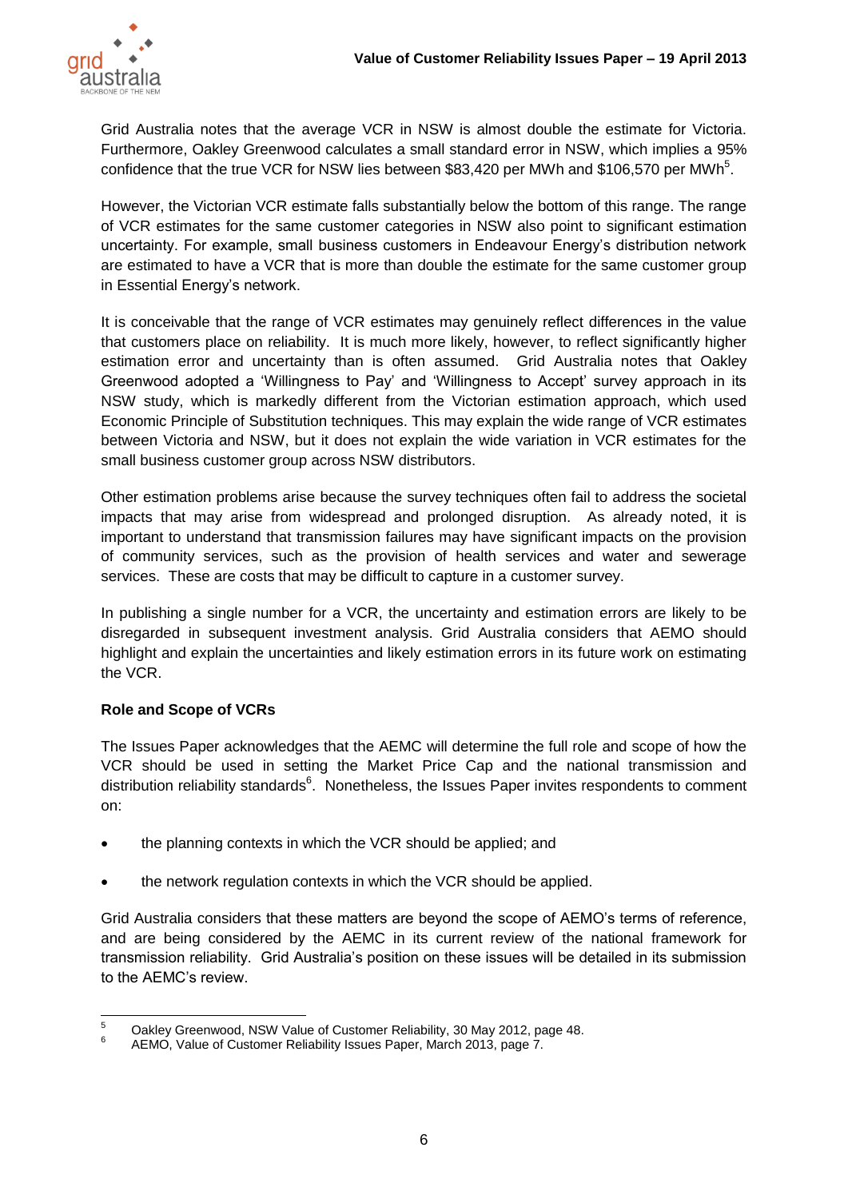Grid Australia notes that the average VCR in NSW is almost double the estimate for Victoria. Furthermore, Oakley Greenwood calculates a small standard error in NSW, which implies a 95% confidence that the true VCR for NSW lies between $83,420 per MWh and $106,570 per MWh[5].

However, the Victorian VCR estimate falls substantially below the bottom of this range. The range of VCR estimates for the same customer categories in NSW also point to significant estimation uncertainty. For example, small business customers in Endeavour Energy's distribution network are estimated to have a VCR that is more than double the estimate for the same customer group in Essential Energy's network.

It is conceivable that the range of VCR estimates may genuinely reflect differences in the value that customers place on reliability. It is much more likely, however, to reflect significantly higher estimation error and uncertainty than is often assumed. Grid Australia notes that Oakley Greenwood adopted a 'Willingness to Pay' and 'Willingness to Accept' survey approach in its NSW study, which is markedly different from the Victorian estimation approach, which used Economic Principle of Substitution techniques. This may explain the wide range of VCR estimates between Victoria and NSW, but it does not explain the wide variation in VCR estimates for the small business customer group across NSW distributors.

Other estimation problems arise because the survey techniques often fail to address the societal impacts that may arise from widespread and prolonged disruption. As already noted, it is important to understand that transmission failures may have significant impacts on the provision of community services, such as the provision of health services and water and sewerage services. These are costs that may be difficult to capture in a customer survey.

In publishing a single number for a VCR, the uncertainty and estimation errors are likely to be disregarded in subsequent investment analysis. Grid Australia considers that AEMO should highlight and explain the uncertainties and likely estimation errors in its future work on estimating the VCR.

**Role and Scope of VCRs**

The Issues Paper acknowledges that the AEMC will determine the full role and scope of how the VCR should be used in setting the Market Price Cap and the national transmission and distribution reliability standards[6]. Nonetheless, the Issues Paper invites respondents to comment on:

- the planning contexts in which the VCR should be applied; and
- the network regulation contexts in which the VCR should be applied.

Grid Australia considers that these matters are beyond the scope of AEMO's terms of reference, and are being considered by the AEMC in its current review of the national framework for transmission reliability. Grid Australia's position on these issues will be detailed in its submission to the AEMC's review.

---

[5] Oakley Greenwood, NSW Value of Customer Reliability, 30 May 2012, page 48.

[6] AEMO, Value of Customer Reliability Issues Paper, March 2013, page 7.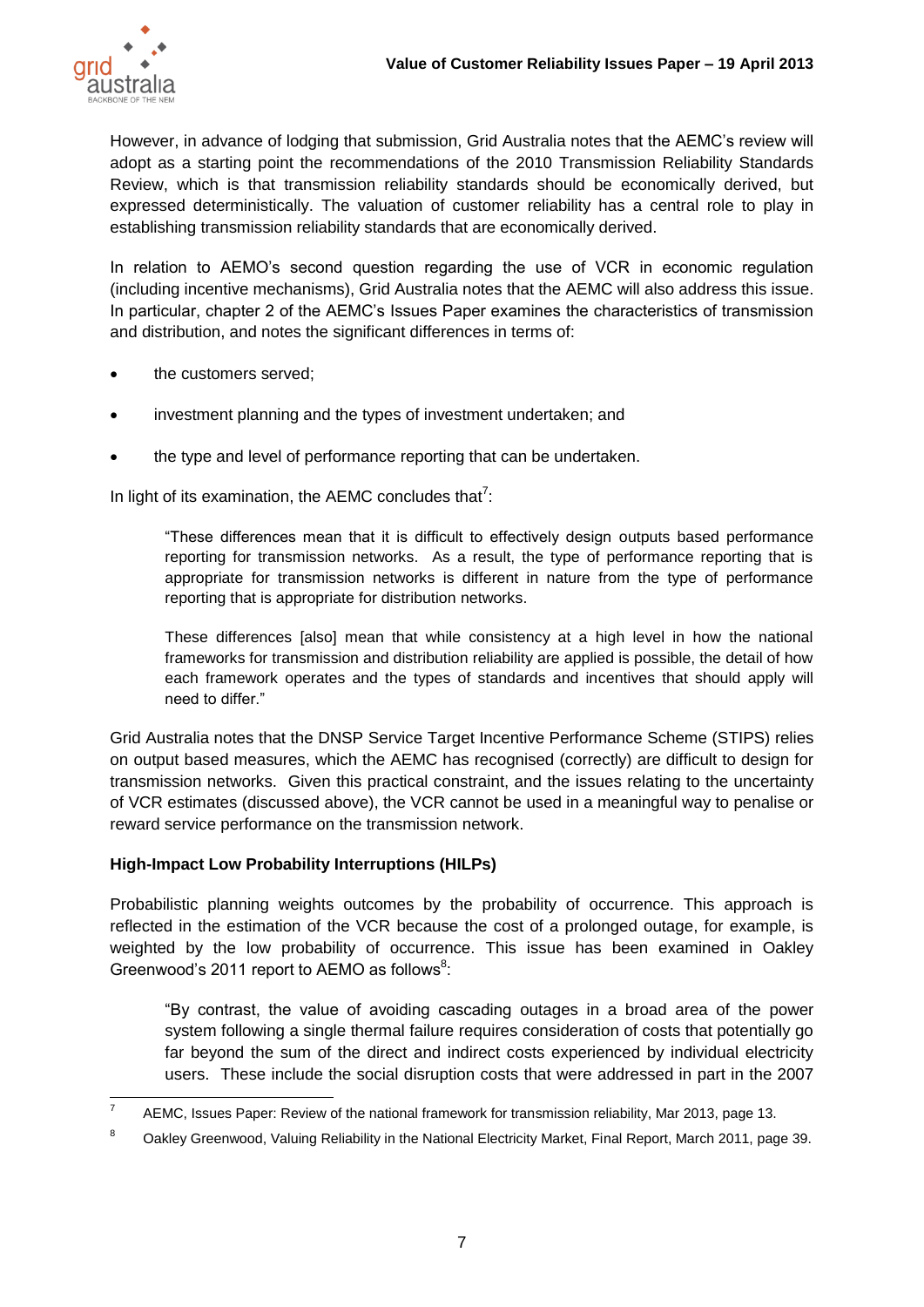However, in advance of lodging that submission, Grid Australia notes that the AEMC's review will adopt as a starting point the recommendations of the 2010 Transmission Reliability Standards Review, which is that transmission reliability standards should be economically derived, but expressed deterministically. The valuation of customer reliability has a central role to play in establishing transmission reliability standards that are economically derived.

In relation to AEMO's second question regarding the use of VCR in economic regulation (including incentive mechanisms), Grid Australia notes that the AEMC will also address this issue. In particular, chapter 2 of the AEMC's Issues Paper examines the characteristics of transmission and distribution, and notes the significant differences in terms of:

- the customers served;
- investment planning and the types of investment undertaken; and
- the type and level of performance reporting that can be undertaken.

In light of its examination, the AEMC concludes that[7]:

> "These differences mean that it is difficult to effectively design outputs based performance reporting for transmission networks. As a result, the type of performance reporting that is appropriate for transmission networks is different in nature from the type of performance reporting that is appropriate for distribution networks.
>
> These differences [also] mean that while consistency at a high level in how the national frameworks for transmission and distribution reliability are applied is possible, the detail of how each framework operates and the types of standards and incentives that should apply will need to differ."

Grid Australia notes that the DNSP Service Target Incentive Performance Scheme (STIPS) relies on output based measures, which the AEMC has recognised (correctly) are difficult to design for transmission networks. Given this practical constraint, and the issues relating to the uncertainty of VCR estimates (discussed above), the VCR cannot be used in a meaningful way to penalise or reward service performance on the transmission network.

**High-Impact Low Probability Interruptions (HILPs)**

Probabilistic planning weights outcomes by the probability of occurrence. This approach is reflected in the estimation of the VCR because the cost of a prolonged outage, for example, is weighted by the low probability of occurrence. This issue has been examined in Oakley Greenwood's 2011 report to AEMO as follows[8]:

> "By contrast, the value of avoiding cascading outages in a broad area of the power system following a single thermal failure requires consideration of costs that potentially go far beyond the sum of the direct and indirect costs experienced by individual electricity users. These include the social disruption costs that were addressed in part in the 2007

---

[7] AEMC, Issues Paper: Review of the national framework for transmission reliability, Mar 2013, page 13.

[8] Oakley Greenwood, Valuing Reliability in the National Electricity Market, Final Report, March 2011, page 39.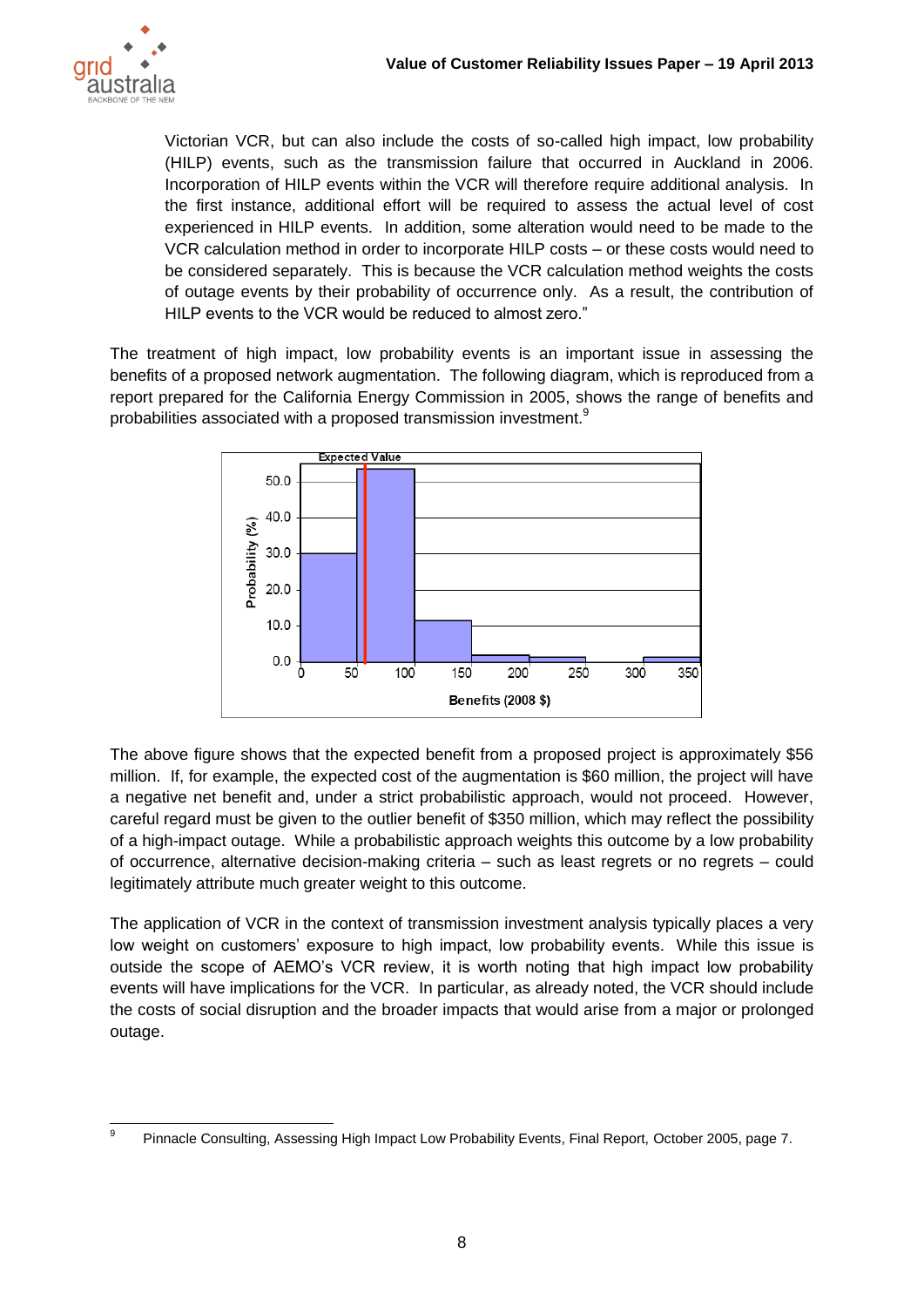Victorian VCR, but can also include the costs of so-called high impact, low probability (HILP) events, such as the transmission failure that occurred in Auckland in 2006. Incorporation of HILP events within the VCR will therefore require additional analysis. In the first instance, additional effort will be required to assess the actual level of cost experienced in HILP events. In addition, some alteration would need to be made to the VCR calculation method in order to incorporate HILP costs – or these costs would need to be considered separately. This is because the VCR calculation method weights the costs of outage events by their probability of occurrence only. As a result, the contribution of HILP events to the VCR would be reduced to almost zero."

The treatment of high impact, low probability events is an important issue in assessing the benefits of a proposed network augmentation. The following diagram, which is reproduced from a report prepared for the California Energy Commission in 2005, shows the range of benefits and probabilities associated with a proposed transmission investment.[9]

The above figure shows that the expected benefit from a proposed project is approximately $56 million. If, for example, the expected cost of the augmentation is $60 million, the project will have a negative net benefit and, under a strict probabilistic approach, would not proceed. However, careful regard must be given to the outlier benefit of $350 million, which may reflect the possibility of a high-impact outage. While a probabilistic approach weights this outcome by a low probability of occurrence, alternative decision-making criteria – such as least regrets or no regrets – could legitimately attribute much greater weight to this outcome.

The application of VCR in the context of transmission investment analysis typically places a very low weight on customers' exposure to high impact, low probability events. While this issue is outside the scope of AEMO's VCR review, it is worth noting that high impact low probability events will have implications for the VCR. In particular, as already noted, the VCR should include the costs of social disruption and the broader impacts that would arise from a major or prolonged outage.

[9] Pinnacle Consulting, Assessing High Impact Low Probability Events, Final Report, October 2005, page 7.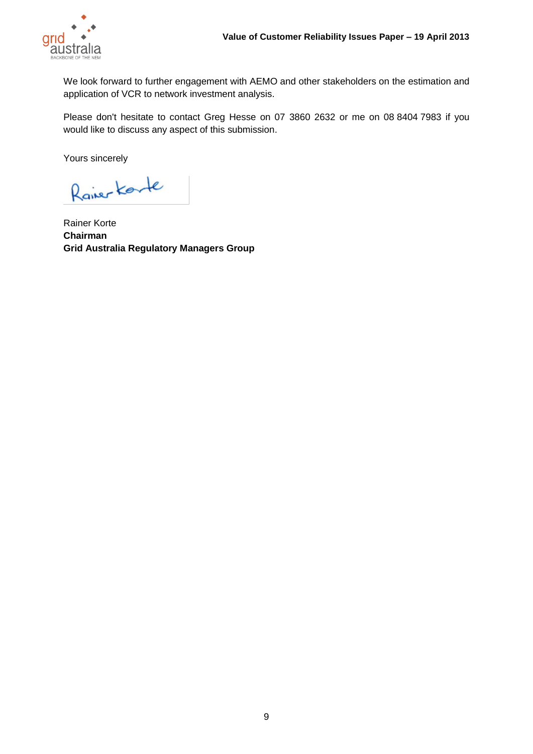We look forward to further engagement with AEMO and other stakeholders on the estimation and application of VCR to network investment analysis.

Please don't hesitate to contact Greg Hesse on 07 3860 2632 or me on 08 8404 7983 if you would like to discuss any aspect of this submission.

Yours sincerely

Rainer Korte
**Chairman**
**Grid Australia Regulatory Managers Group**